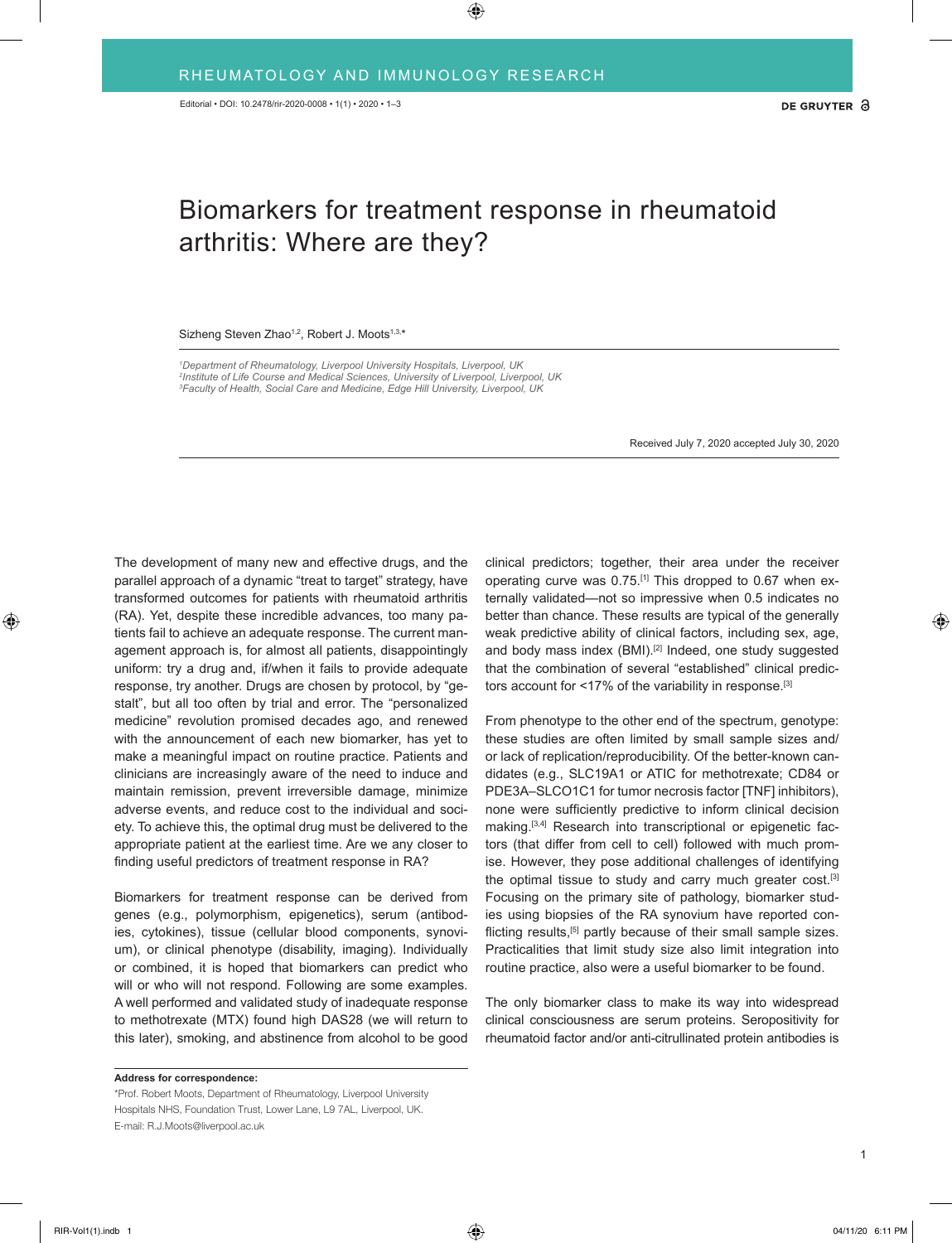Editorial • DOI: 10.2478/rir-2020-0008

# Biomarkers for treatment response in rheumatoid arthritis: Where are they?

Sizheng Steven Zhao[1,2], Robert J. Moots[1,3,*]

[1]Department of Rheumatology, Liverpool University Hospitals, Liverpool, UK
[2]Institute of Life Course and Medical Sciences, University of Liverpool, Liverpool, UK
[3]Faculty of Health, Social Care and Medicine, Edge Hill University, Liverpool, UK

Received July 7, 2020 accepted July 30, 2020

The development of many new and effective drugs, and the parallel approach of a dynamic "treat to target" strategy, have transformed outcomes for patients with rheumatoid arthritis (RA). Yet, despite these incredible advances, too many patients fail to achieve an adequate response. The current management approach is, for almost all patients, disappointingly uniform: try a drug and, if/when it fails to provide adequate response, try another. Drugs are chosen by protocol, by "gestalt", but all too often by trial and error. The "personalized medicine" revolution promised decades ago, and renewed with the announcement of each new biomarker, has yet to make a meaningful impact on routine practice. Patients and clinicians are increasingly aware of the need to induce and maintain remission, prevent irreversible damage, minimize adverse events, and reduce cost to the individual and society. To achieve this, the optimal drug must be delivered to the appropriate patient at the earliest time. Are we any closer to finding useful predictors of treatment response in RA?

Biomarkers for treatment response can be derived from genes (e.g., polymorphism, epigenetics), serum (antibodies, cytokines), tissue (cellular blood components, synovium), or clinical phenotype (disability, imaging). Individually or combined, it is hoped that biomarkers can predict who will or who will not respond. Following are some examples. A well performed and validated study of inadequate response to methotrexate (MTX) found high DAS28 (we will return to this later), smoking, and abstinence from alcohol to be good clinical predictors; together, their area under the receiver operating curve was 0.75.[1] This dropped to 0.67 when externally validated—not so impressive when 0.5 indicates no better than chance. These results are typical of the generally weak predictive ability of clinical factors, including sex, age, and body mass index (BMI).[2] Indeed, one study suggested that the combination of several "established" clinical predictors account for <17% of the variability in response.[3]

From phenotype to the other end of the spectrum, genotype: these studies are often limited by small sample sizes and/or lack of replication/reproducibility. Of the better-known candidates (e.g., SLC19A1 or ATIC for methotrexate; CD84 or PDE3A–SLCO1C1 for tumor necrosis factor [TNF] inhibitors), none were sufficiently predictive to inform clinical decision making.[3,4] Research into transcriptional or epigenetic factors (that differ from cell to cell) followed with much promise. However, they pose additional challenges of identifying the optimal tissue to study and carry much greater cost.[3] Focusing on the primary site of pathology, biomarker studies using biopsies of the RA synovium have reported conflicting results,[5] partly because of their small sample sizes. Practicalities that limit study size also limit integration into routine practice, also were a useful biomarker to be found.

The only biomarker class to make its way into widespread clinical consciousness are serum proteins. Seropositivity for rheumatoid factor and/or anti-citrullinated protein antibodies is

**Address for correspondence:**

*Prof. Robert Moots, Department of Rheumatology, Liverpool University Hospitals NHS, Foundation Trust, Lower Lane, L9 7AL, Liverpool, UK.
E-mail: R.J.Moots@liverpool.ac.uk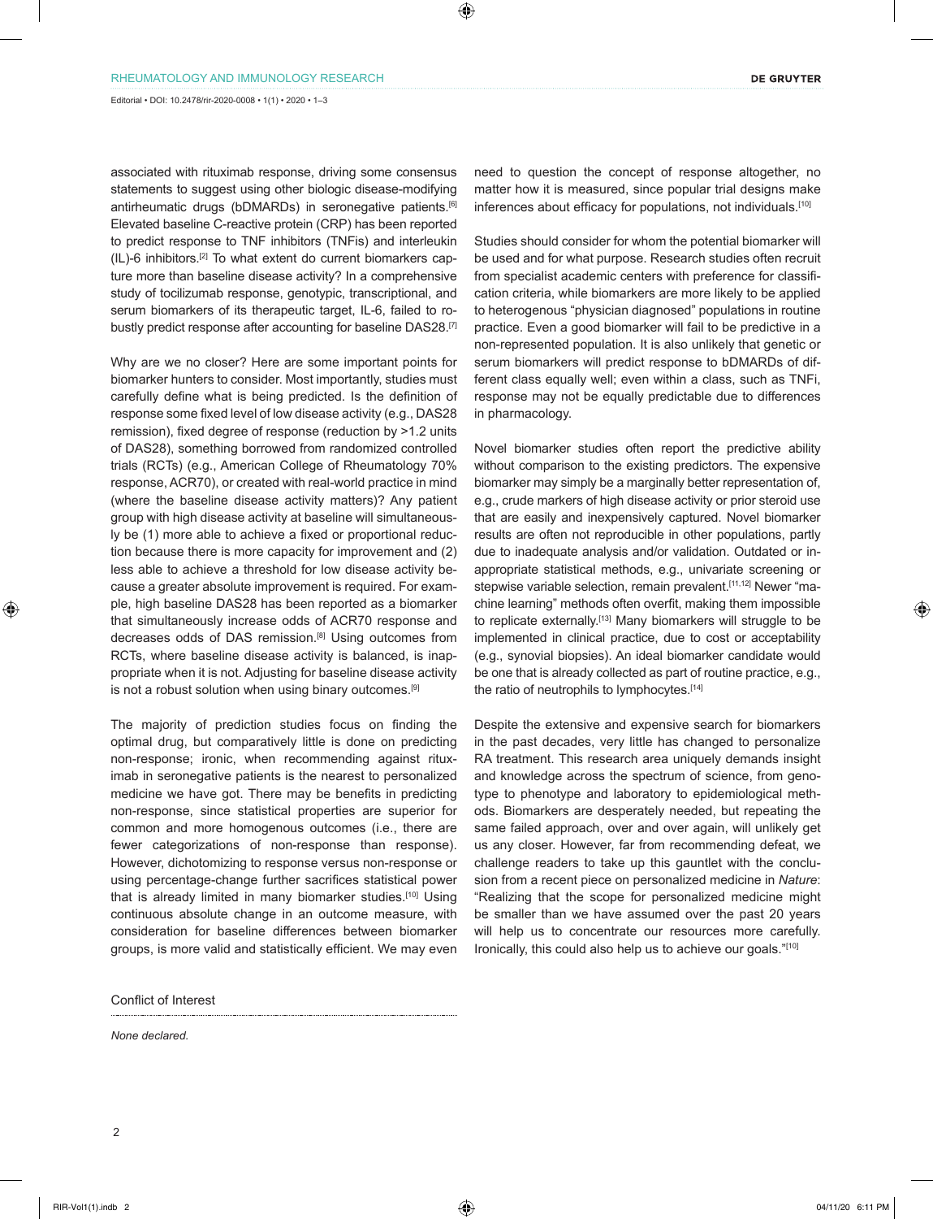associated with rituximab response, driving some consensus statements to suggest using other biologic disease-modifying antirheumatic drugs (bDMARDs) in seronegative patients.[6] Elevated baseline C-reactive protein (CRP) has been reported to predict response to TNF inhibitors (TNFis) and interleukin (IL)-6 inhibitors.[2] To what extent do current biomarkers capture more than baseline disease activity? In a comprehensive study of tocilizumab response, genotypic, transcriptional, and serum biomarkers of its therapeutic target, IL-6, failed to robustly predict response after accounting for baseline DAS28.[7]

Why are we no closer? Here are some important points for biomarker hunters to consider. Most importantly, studies must carefully define what is being predicted. Is the definition of response some fixed level of low disease activity (e.g., DAS28 remission), fixed degree of response (reduction by >1.2 units of DAS28), something borrowed from randomized controlled trials (RCTs) (e.g., American College of Rheumatology 70% response, ACR70), or created with real-world practice in mind (where the baseline disease activity matters)? Any patient group with high disease activity at baseline will simultaneously be (1) more able to achieve a fixed or proportional reduction because there is more capacity for improvement and (2) less able to achieve a threshold for low disease activity because a greater absolute improvement is required. For example, high baseline DAS28 has been reported as a biomarker that simultaneously increase odds of ACR70 response and decreases odds of DAS remission.[8] Using outcomes from RCTs, where baseline disease activity is balanced, is inappropriate when it is not. Adjusting for baseline disease activity is not a robust solution when using binary outcomes.[9]

The majority of prediction studies focus on finding the optimal drug, but comparatively little is done on predicting non-response; ironic, when recommending against rituximab in seronegative patients is the nearest to personalized medicine we have got. There may be benefits in predicting non-response, since statistical properties are superior for common and more homogenous outcomes (i.e., there are fewer categorizations of non-response than response). However, dichotomizing to response versus non-response or using percentage-change further sacrifices statistical power that is already limited in many biomarker studies.[10] Using continuous absolute change in an outcome measure, with consideration for baseline differences between biomarker groups, is more valid and statistically efficient. We may even need to question the concept of response altogether, no matter how it is measured, since popular trial designs make inferences about efficacy for populations, not individuals.[10]

Studies should consider for whom the potential biomarker will be used and for what purpose. Research studies often recruit from specialist academic centers with preference for classification criteria, while biomarkers are more likely to be applied to heterogenous "physician diagnosed" populations in routine practice. Even a good biomarker will fail to be predictive in a non-represented population. It is also unlikely that genetic or serum biomarkers will predict response to bDMARDs of different class equally well; even within a class, such as TNFi, response may not be equally predictable due to differences in pharmacology.

Novel biomarker studies often report the predictive ability without comparison to the existing predictors. The expensive biomarker may simply be a marginally better representation of, e.g., crude markers of high disease activity or prior steroid use that are easily and inexpensively captured. Novel biomarker results are often not reproducible in other populations, partly due to inadequate analysis and/or validation. Outdated or inappropriate statistical methods, e.g., univariate screening or stepwise variable selection, remain prevalent.[11,12] Newer "machine learning" methods often overfit, making them impossible to replicate externally.[13] Many biomarkers will struggle to be implemented in clinical practice, due to cost or acceptability (e.g., synovial biopsies). An ideal biomarker candidate would be one that is already collected as part of routine practice, e.g., the ratio of neutrophils to lymphocytes.[14]

Despite the extensive and expensive search for biomarkers in the past decades, very little has changed to personalize RA treatment. This research area uniquely demands insight and knowledge across the spectrum of science, from genotype to phenotype and laboratory to epidemiological methods. Biomarkers are desperately needed, but repeating the same failed approach, over and over again, will unlikely get us any closer. However, far from recommending defeat, we challenge readers to take up this gauntlet with the conclusion from a recent piece on personalized medicine in *Nature*: "Realizing that the scope for personalized medicine might be smaller than we have assumed over the past 20 years will help us to concentrate our resources more carefully. Ironically, this could also help us to achieve our goals."[10]

## Conflict of Interest

*None declared.*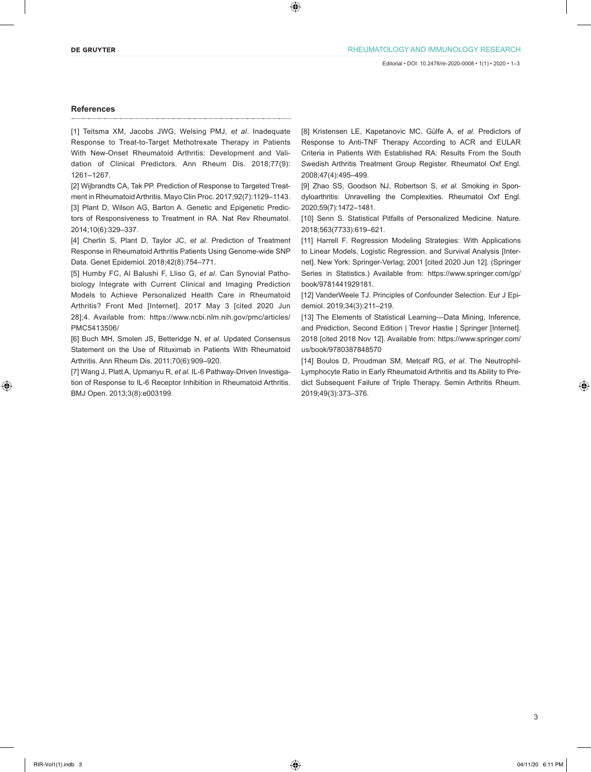## References

[1] Teitsma XM, Jacobs JWG, Welsing PMJ, *et al*. Inadequate Response to Treat-to-Target Methotrexate Therapy in Patients With New-Onset Rheumatoid Arthritis: Development and Validation of Clinical Predictors. Ann Rheum Dis. 2018;77(9):1261–1267.

[2] Wijbrandts CA, Tak PP. Prediction of Response to Targeted Treatment in Rheumatoid Arthritis. Mayo Clin Proc. 2017;92(7):1129–1143.

[3] Plant D, Wilson AG, Barton A. Genetic and Epigenetic Predictors of Responsiveness to Treatment in RA. Nat Rev Rheumatol. 2014;10(6):329–337.

[4] Cherlin S, Plant D, Taylor JC, *et al*. Prediction of Treatment Response in Rheumatoid Arthritis Patients Using Genome-wide SNP Data. Genet Epidemiol. 2018;42(8):754–771.

[5] Humby FC, Al Balushi F, Lliso G, *et al*. Can Synovial Pathobiology Integrate with Current Clinical and Imaging Prediction Models to Achieve Personalized Health Care in Rheumatoid Arthritis? Front Med [Internet]. 2017 May 3 [cited 2020 Jun 28];4. Available from: https://www.ncbi.nlm.nih.gov/pmc/articles/PMC5413506/

[6] Buch MH, Smolen JS, Betteridge N, *et al*. Updated Consensus Statement on the Use of Rituximab in Patients With Rheumatoid Arthritis. Ann Rheum Dis. 2011;70(6):909–920.

[7] Wang J, Platt A, Upmanyu R, *et al*. IL-6 Pathway-Driven Investigation of Response to IL-6 Receptor Inhibition in Rheumatoid Arthritis. BMJ Open. 2013;3(8):e003199.

[8] Kristensen LE, Kapetanovic MC, Gülfe A, *et al*. Predictors of Response to Anti-TNF Therapy According to ACR and EULAR Criteria in Patients With Established RA: Results From the South Swedish Arthritis Treatment Group Register. Rheumatol Oxf Engl. 2008;47(4):495–499.

[9] Zhao SS, Goodson NJ, Robertson S, *et al*. Smoking in Spondyloarthritis: Unravelling the Complexities. Rheumatol Oxf Engl. 2020;59(7):1472–1481.

[10] Senn S. Statistical Pitfalls of Personalized Medicine. Nature. 2018;563(7733):619–621.

[11] Harrell F. Regression Modeling Strategies: With Applications to Linear Models, Logistic Regression, and Survival Analysis [Internet]. New York: Springer-Verlag; 2001 [cited 2020 Jun 12]. (Springer Series in Statistics.) Available from: https://www.springer.com/gp/book/9781441929181.

[12] VanderWeele TJ. Principles of Confounder Selection. Eur J Epidemiol. 2019;34(3):211–219.

[13] The Elements of Statistical Learning—Data Mining, Inference, and Prediction, Second Edition | Trevor Hastie | Springer [Internet]. 2018 [cited 2018 Nov 12]. Available from: https://www.springer.com/us/book/9780387848570

[14] Boulos D, Proudman SM, Metcalf RG, *et al*. The Neutrophil-Lymphocyte Ratio in Early Rheumatoid Arthritis and Its Ability to Predict Subsequent Failure of Triple Therapy. Semin Arthritis Rheum. 2019;49(3):373–376.